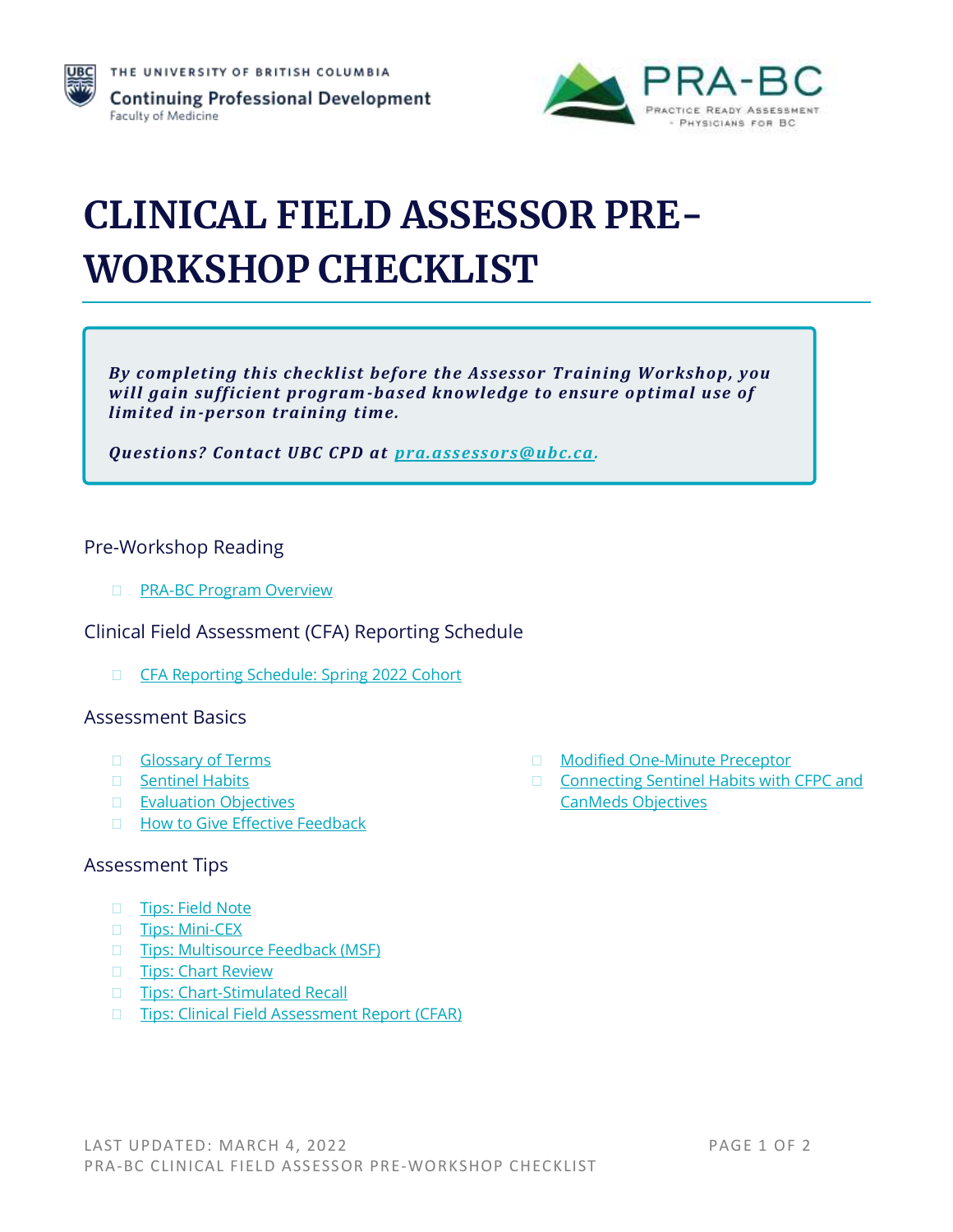THE UNIVERSITY OF BRITISH COLUMBIA
Continuing Professional Development
Faculty of Medicine

PRA-BC
Practice Ready Assessment - Physicians for BC

# CLINICAL FIELD ASSESSOR PRE-WORKSHOP CHECKLIST

***By completing this checklist before the Assessor Training Workshop, you will gain sufficient program-based knowledge to ensure optimal use of limited in-person training time.***

***Questions? Contact UBC CPD at pra.assessors@ubc.ca.***

## Pre-Workshop Reading

- [ ] PRA-BC Program Overview

## Clinical Field Assessment (CFA) Reporting Schedule

- [ ] CFA Reporting Schedule: Spring 2022 Cohort

## Assessment Basics

- [ ] Glossary of Terms
- [ ] Sentinel Habits
- [ ] Evaluation Objectives
- [ ] How to Give Effective Feedback
- [ ] Modified One-Minute Preceptor
- [ ] Connecting Sentinel Habits with CFPC and CanMeds Objectives

## Assessment Tips

- [ ] Tips: Field Note
- [ ] Tips: Mini-CEX
- [ ] Tips: Multisource Feedback (MSF)
- [ ] Tips: Chart Review
- [ ] Tips: Chart-Stimulated Recall
- [ ] Tips: Clinical Field Assessment Report (CFAR)

LAST UPDATED: MARCH 4, 2022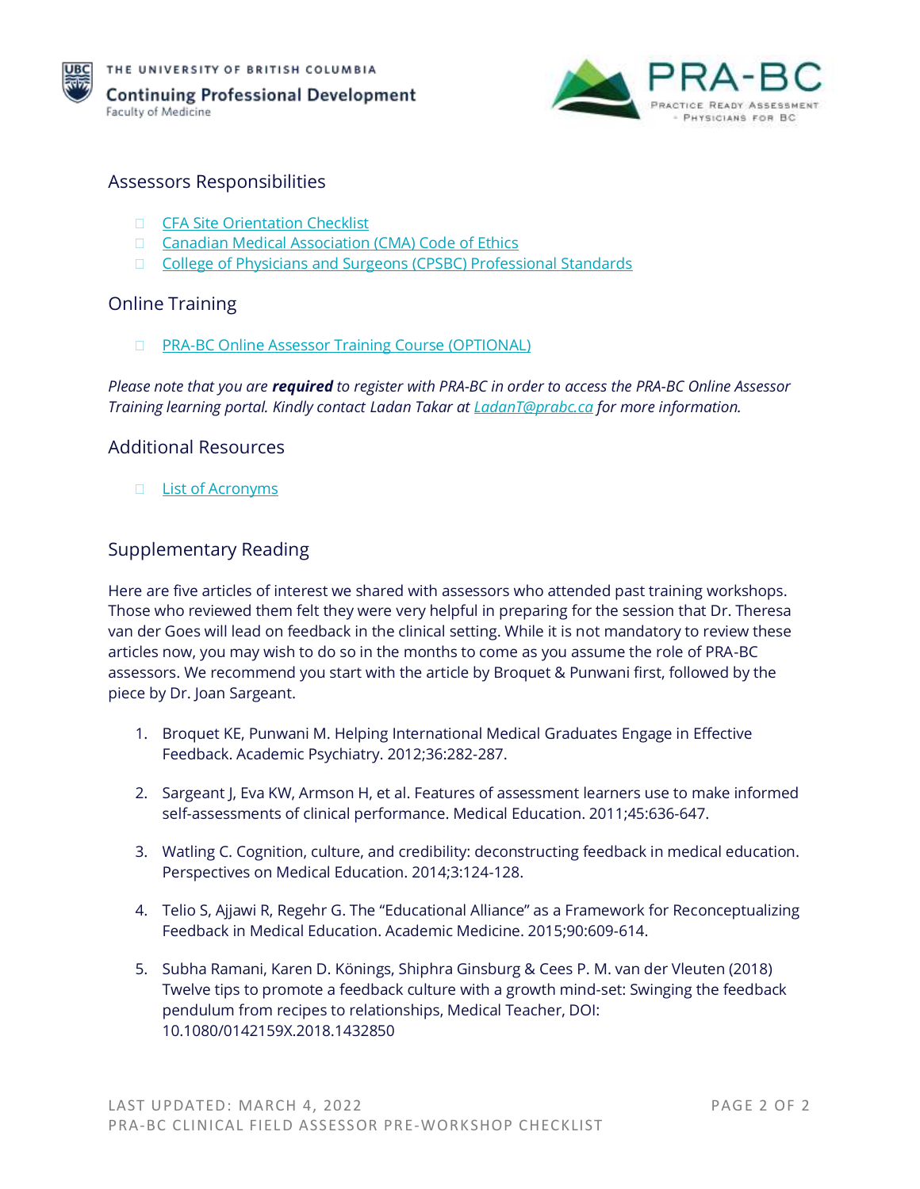## Assessors Responsibilities

- CFA Site Orientation Checklist
- Canadian Medical Association (CMA) Code of Ethics
- College of Physicians and Surgeons (CPSBC) Professional Standards

## Online Training

- PRA-BC Online Assessor Training Course (OPTIONAL)

*Please note that you are* ***required*** *to register with PRA-BC in order to access the PRA-BC Online Assessor Training learning portal. Kindly contact Ladan Takar at LadanT@prabc.ca for more information.*

## Additional Resources

- List of Acronyms

## Supplementary Reading

Here are five articles of interest we shared with assessors who attended past training workshops. Those who reviewed them felt they were very helpful in preparing for the session that Dr. Theresa van der Goes will lead on feedback in the clinical setting. While it is not mandatory to review these articles now, you may wish to do so in the months to come as you assume the role of PRA-BC assessors. We recommend you start with the article by Broquet & Punwani first, followed by the piece by Dr. Joan Sargeant.

1. Broquet KE, Punwani M. Helping International Medical Graduates Engage in Effective Feedback. Academic Psychiatry. 2012;36:282-287.

2. Sargeant J, Eva KW, Armson H, et al. Features of assessment learners use to make informed self-assessments of clinical performance. Medical Education. 2011;45:636-647.

3. Watling C. Cognition, culture, and credibility: deconstructing feedback in medical education. Perspectives on Medical Education. 2014;3:124-128.

4. Telio S, Ajjawi R, Regehr G. The "Educational Alliance" as a Framework for Reconceptualizing Feedback in Medical Education. Academic Medicine. 2015;90:609-614.

5. Subha Ramani, Karen D. Könings, Shiphra Ginsburg & Cees P. M. van der Vleuten (2018) Twelve tips to promote a feedback culture with a growth mind-set: Swinging the feedback pendulum from recipes to relationships, Medical Teacher, DOI: 10.1080/0142159X.2018.1432850